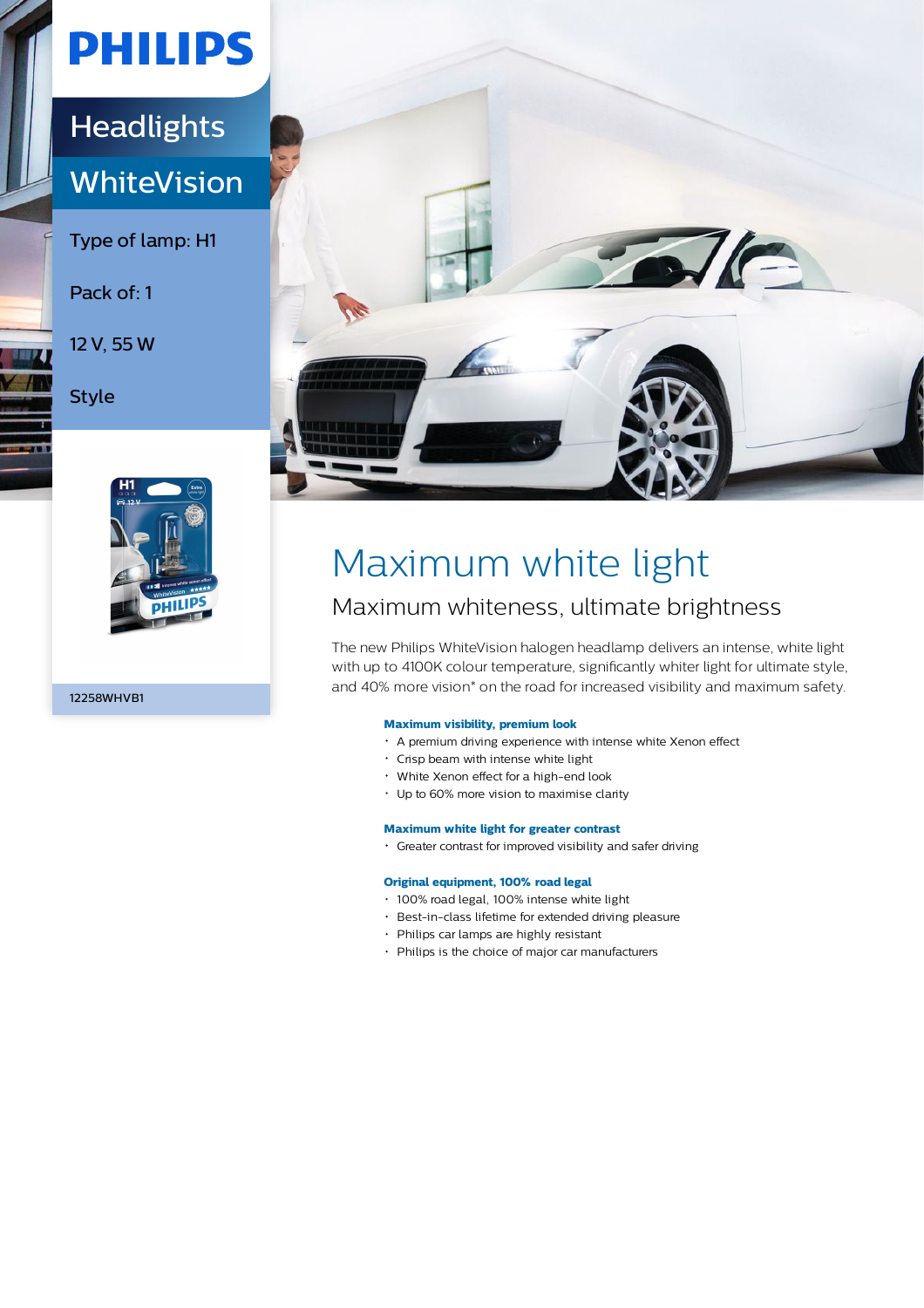# PHILIPS

## Headlights

## WhiteVision

Type of lamp: H1

Pack of: 1

12 V, 55 W

Style

12258WHVB1

# Maximum white light

## Maximum whiteness, ultimate brightness

The new Philips WhiteVision halogen headlamp delivers an intense, white light with up to 4100K colour temperature, significantly whiter light for ultimate style, and 40% more vision* on the road for increased visibility and maximum safety.

**Maximum visibility, premium look**

- A premium driving experience with intense white Xenon effect
- Crisp beam with intense white light
- White Xenon effect for a high-end look
- Up to 60% more vision to maximise clarity

**Maximum white light for greater contrast**

- Greater contrast for improved visibility and safer driving

**Original equipment, 100% road legal**

- 100% road legal, 100% intense white light
- Best-in-class lifetime for extended driving pleasure
- Philips car lamps are highly resistant
- Philips is the choice of major car manufacturers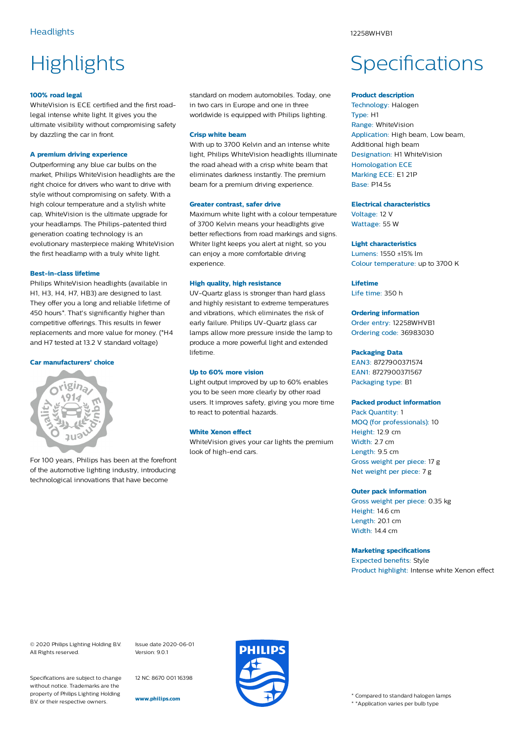# Highlights

### 100% road legal

WhiteVision is ECE certified and the first road-legal intense white light. It gives you the ultimate visibility without compromising safety by dazzling the car in front.

### A premium driving experience

Outperforming any blue car bulbs on the market, Philips WhiteVision headlights are the right choice for drivers who want to drive with style without compromising on safety. With a high colour temperature and a stylish white cap, WhiteVision is the ultimate upgrade for your headlamps. The Philips-patented third generation coating technology is an evolutionary masterpiece making WhiteVision the first headlamp with a truly white light.

### Best-in-class lifetime

Philips WhiteVision headlights (available in H1, H3, H4, H7, HB3) are designed to last. They offer you a long and reliable lifetime of 450 hours*. That's significantly higher than competitive offerings. This results in fewer replacements and more value for money. (*H4 and H7 tested at 13.2 V standard voltage)

### Car manufacturers' choice

For 100 years, Philips has been at the forefront of the automotive lighting industry, introducing technological innovations that have become standard on modern automobiles. Today, one in two cars in Europe and one in three worldwide is equipped with Philips lighting.

### Crisp white beam

With up to 3700 Kelvin and an intense white light, Philips WhiteVision headlights illuminate the road ahead with a crisp white beam that eliminates darkness instantly. The premium beam for a premium driving experience.

### Greater contrast, safer drive

Maximum white light with a colour temperature of 3700 Kelvin means your headlights give better reflections from road markings and signs. Whiter light keeps you alert at night, so you can enjoy a more comfortable driving experience.

### High quality, high resistance

UV-Quartz glass is stronger than hard glass and highly resistant to extreme temperatures and vibrations, which eliminates the risk of early failure. Philips UV-Quartz glass car lamps allow more pressure inside the lamp to produce a more powerful light and extended lifetime.

### Up to 60% more vision

Light output improved by up to 60% enables you to be seen more clearly by other road users. It improves safety, giving you more time to react to potential hazards.

### White Xenon effect

WhiteVision gives your car lights the premium look of high-end cars.

# Specifications

12258WHVB1

### Product description

- Technology: Halogen
- Type: H1
- Range: WhiteVision
- Application: High beam, Low beam, Additional high beam
- Designation: H1 WhiteVision
- Homologation ECE
- Marking ECE: E1 21P
- Base: P14.5s

### Electrical characteristics

- Voltage: 12 V
- Wattage: 55 W

### Light characteristics

- Lumens: 1550 ±15% lm
- Colour temperature: up to 3700 K

### Lifetime

- Life time: 350 h

### Ordering information

- Order entry: 12258WHVB1
- Ordering code: 36983030

### Packaging Data

- EAN3: 8727900371574
- EAN1: 8727900371567
- Packaging type: B1

### Packed product information

- Pack Quantity: 1
- MOQ (for professionals): 10
- Height: 12.9 cm
- Width: 2.7 cm
- Length: 9.5 cm
- Gross weight per piece: 17 g
- Net weight per piece: 7 g

### Outer pack information

- Gross weight per piece: 0.35 kg
- Height: 14.6 cm
- Length: 20.1 cm
- Width: 14.4 cm

### Marketing specifications

- Expected benefits: Style
- Product highlight: Intense white Xenon effect

© 2020 Philips Lighting Holding B.V.
All Rights reserved.

Specifications are subject to change without notice. Trademarks are the property of Philips Lighting Holding B.V. or their respective owners.

Issue date 2020-06-01
Version: 9.0.1

12 NC: 8670 001 16398

www.philips.com

\* Compared to standard halogen lamps
\* *Application varies per bulb type